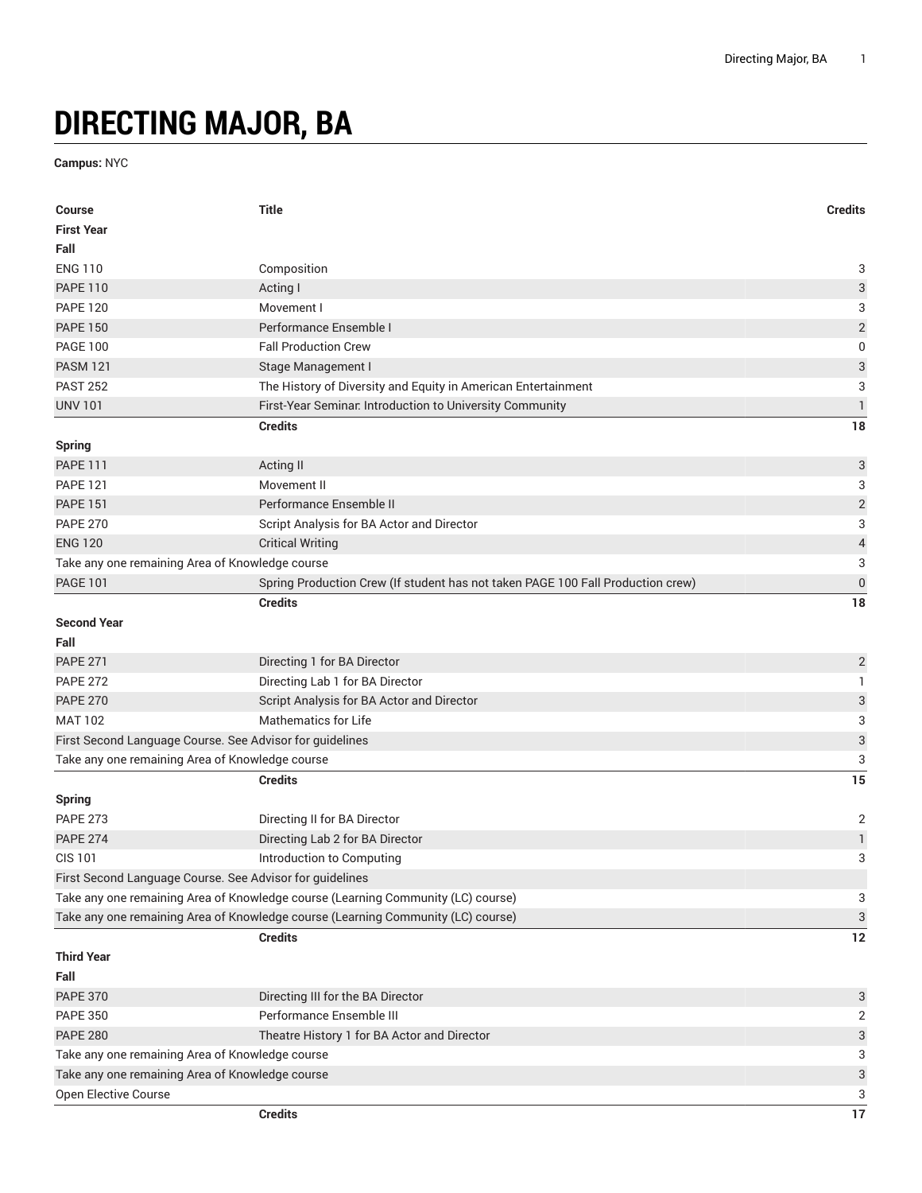# DIRECTING MAJOR, BA

**Campus:** NYC

| Course | Title | Credits |
|---|---|---|
| **First Year** | | |
| **Fall** | | |
| ENG 110 | Composition | 3 |
| PAPE 110 | Acting I | 3 |
| PAPE 120 | Movement I | 3 |
| PAPE 150 | Performance Ensemble I | 2 |
| PAGE 100 | Fall Production Crew | 0 |
| PASM 121 | Stage Management I | 3 |
| PAST 252 | The History of Diversity and Equity in American Entertainment | 3 |
| UNV 101 | First-Year Seminar: Introduction to University Community | 1 |
| | **Credits** | **18** |
| **Spring** | | |
| PAPE 111 | Acting II | 3 |
| PAPE 121 | Movement II | 3 |
| PAPE 151 | Performance Ensemble II | 2 |
| PAPE 270 | Script Analysis for BA Actor and Director | 3 |
| ENG 120 | Critical Writing | 4 |
| Take any one remaining Area of Knowledge course | | 3 |
| PAGE 101 | Spring Production Crew (If student has not taken PAGE 100 Fall Production crew) | 0 |
| | **Credits** | **18** |
| **Second Year** | | |
| **Fall** | | |
| PAPE 271 | Directing 1 for BA Director | 2 |
| PAPE 272 | Directing Lab 1 for BA Director | 1 |
| PAPE 270 | Script Analysis for BA Actor and Director | 3 |
| MAT 102 | Mathematics for Life | 3 |
| First Second Language Course. See Advisor for guidelines | | 3 |
| Take any one remaining Area of Knowledge course | | 3 |
| | **Credits** | **15** |
| **Spring** | | |
| PAPE 273 | Directing II for BA Director | 2 |
| PAPE 274 | Directing Lab 2 for BA Director | 1 |
| CIS 101 | Introduction to Computing | 3 |
| First Second Language Course. See Advisor for guidelines | | |
| Take any one remaining Area of Knowledge course (Learning Community (LC) course) | | 3 |
| Take any one remaining Area of Knowledge course (Learning Community (LC) course) | | 3 |
| | **Credits** | **12** |
| **Third Year** | | |
| **Fall** | | |
| PAPE 370 | Directing III for the BA Director | 3 |
| PAPE 350 | Performance Ensemble III | 2 |
| PAPE 280 | Theatre History 1 for BA Actor and Director | 3 |
| Take any one remaining Area of Knowledge course | | 3 |
| Take any one remaining Area of Knowledge course | | 3 |
| Open Elective Course | | 3 |
| | **Credits** | **17** |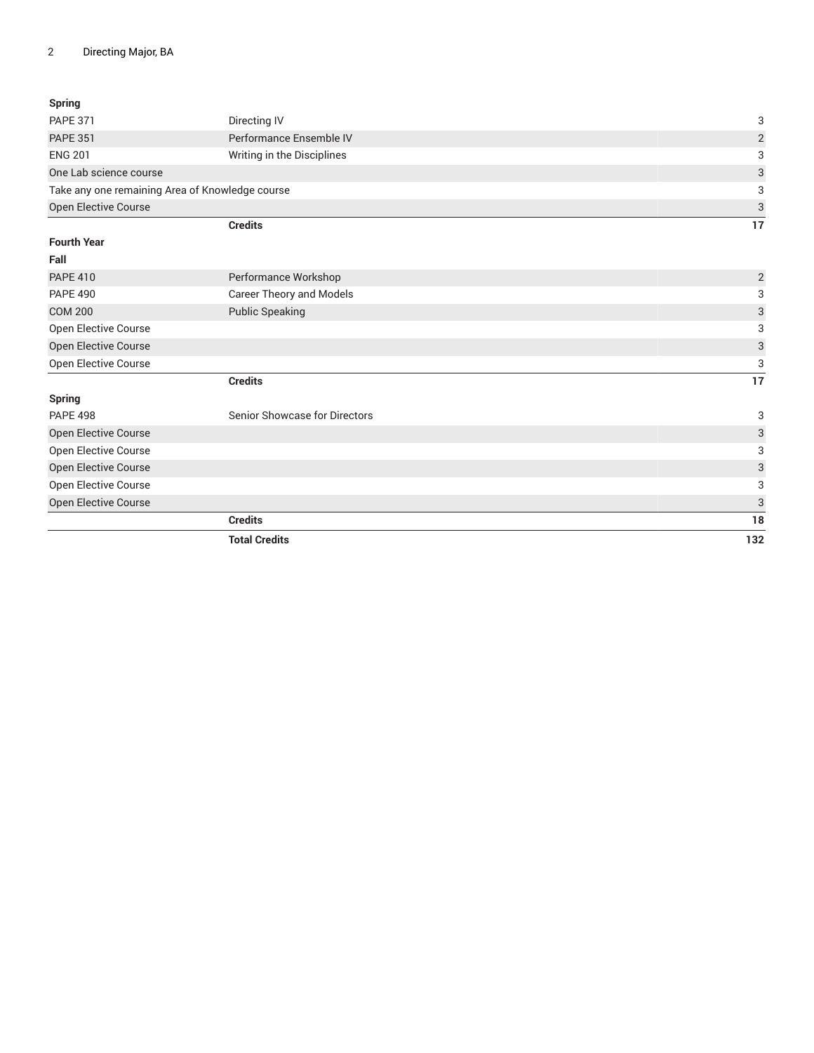| | | |
|---|---|---|
| **Spring** | | |
| PAPE 371 | Directing IV | 3 |
| PAPE 351 | Performance Ensemble IV | 2 |
| ENG 201 | Writing in the Disciplines | 3 |
| One Lab science course | | 3 |
| Take any one remaining Area of Knowledge course | | 3 |
| Open Elective Course | | 3 |
| | **Credits** | **17** |
| **Fourth Year** | | |
| **Fall** | | |
| PAPE 410 | Performance Workshop | 2 |
| PAPE 490 | Career Theory and Models | 3 |
| COM 200 | Public Speaking | 3 |
| Open Elective Course | | 3 |
| Open Elective Course | | 3 |
| Open Elective Course | | 3 |
| | **Credits** | **17** |
| **Spring** | | |
| PAPE 498 | Senior Showcase for Directors | 3 |
| Open Elective Course | | 3 |
| Open Elective Course | | 3 |
| Open Elective Course | | 3 |
| Open Elective Course | | 3 |
| Open Elective Course | | 3 |
| | **Credits** | **18** |
| | **Total Credits** | **132** |